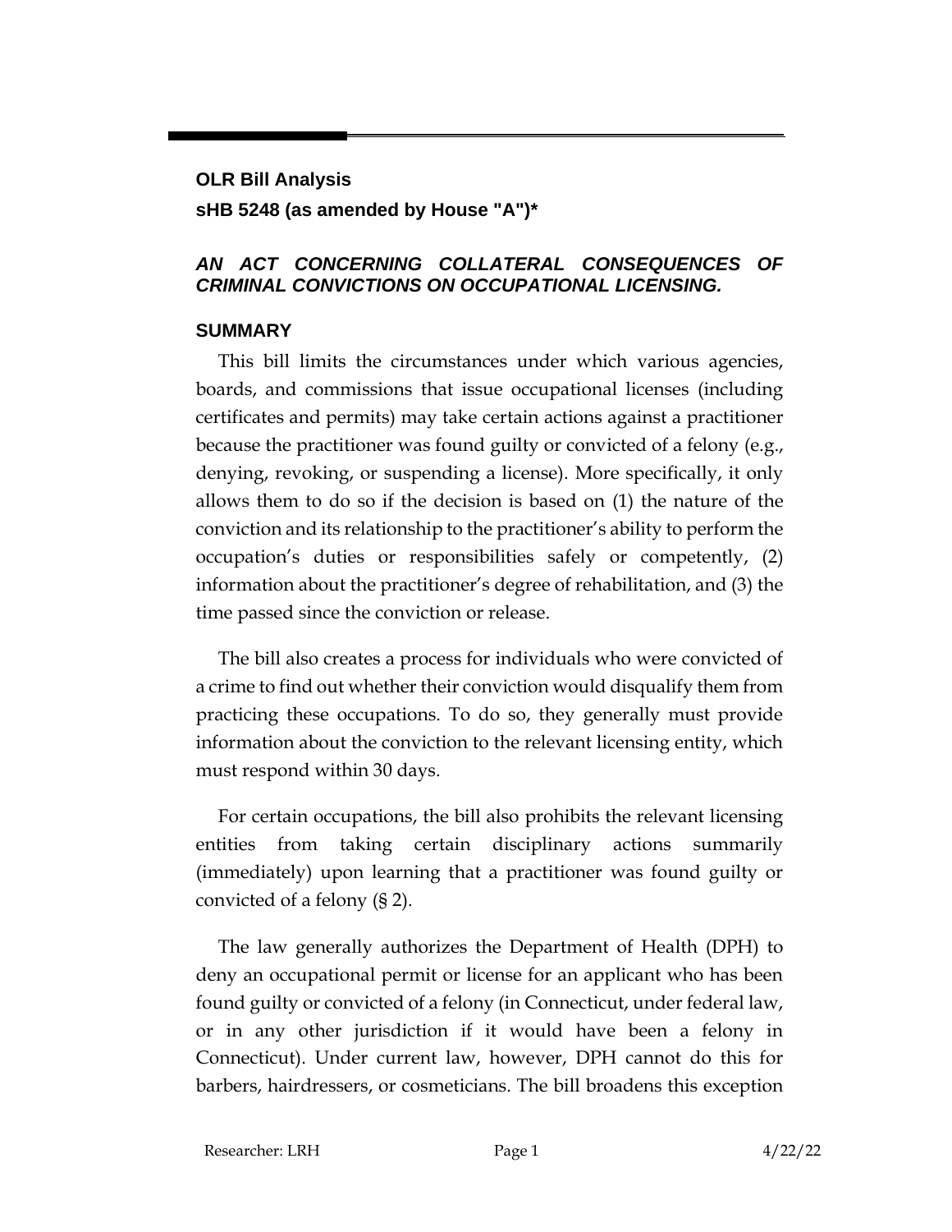**OLR Bill Analysis**

**sHB 5248 (as amended by House "A")***

***AN ACT CONCERNING COLLATERAL CONSEQUENCES OF CRIMINAL CONVICTIONS ON OCCUPATIONAL LICENSING.***

## SUMMARY

This bill limits the circumstances under which various agencies, boards, and commissions that issue occupational licenses (including certificates and permits) may take certain actions against a practitioner because the practitioner was found guilty or convicted of a felony (e.g., denying, revoking, or suspending a license). More specifically, it only allows them to do so if the decision is based on (1) the nature of the conviction and its relationship to the practitioner's ability to perform the occupation's duties or responsibilities safely or competently, (2) information about the practitioner's degree of rehabilitation, and (3) the time passed since the conviction or release.

The bill also creates a process for individuals who were convicted of a crime to find out whether their conviction would disqualify them from practicing these occupations. To do so, they generally must provide information about the conviction to the relevant licensing entity, which must respond within 30 days.

For certain occupations, the bill also prohibits the relevant licensing entities from taking certain disciplinary actions summarily (immediately) upon learning that a practitioner was found guilty or convicted of a felony (§ 2).

The law generally authorizes the Department of Health (DPH) to deny an occupational permit or license for an applicant who has been found guilty or convicted of a felony (in Connecticut, under federal law, or in any other jurisdiction if it would have been a felony in Connecticut). Under current law, however, DPH cannot do this for barbers, hairdressers, or cosmeticians. The bill broadens this exception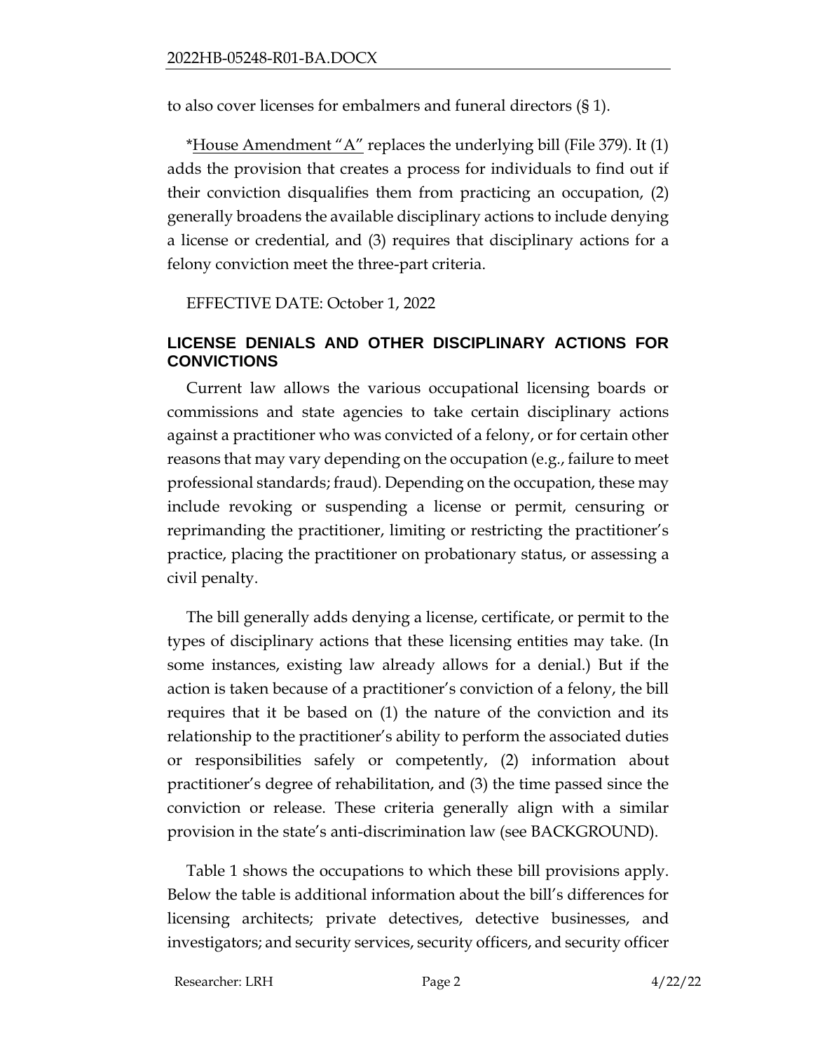to also cover licenses for embalmers and funeral directors (§ 1).

*House Amendment "A" replaces the underlying bill (File 379). It (1) adds the provision that creates a process for individuals to find out if their conviction disqualifies them from practicing an occupation, (2) generally broadens the available disciplinary actions to include denying a license or credential, and (3) requires that disciplinary actions for a felony conviction meet the three-part criteria.

EFFECTIVE DATE: October 1, 2022

## LICENSE DENIALS AND OTHER DISCIPLINARY ACTIONS FOR CONVICTIONS

Current law allows the various occupational licensing boards or commissions and state agencies to take certain disciplinary actions against a practitioner who was convicted of a felony, or for certain other reasons that may vary depending on the occupation (e.g., failure to meet professional standards; fraud). Depending on the occupation, these may include revoking or suspending a license or permit, censuring or reprimanding the practitioner, limiting or restricting the practitioner's practice, placing the practitioner on probationary status, or assessing a civil penalty.

The bill generally adds denying a license, certificate, or permit to the types of disciplinary actions that these licensing entities may take. (In some instances, existing law already allows for a denial.) But if the action is taken because of a practitioner's conviction of a felony, the bill requires that it be based on (1) the nature of the conviction and its relationship to the practitioner's ability to perform the associated duties or responsibilities safely or competently, (2) information about practitioner's degree of rehabilitation, and (3) the time passed since the conviction or release. These criteria generally align with a similar provision in the state's anti-discrimination law (see BACKGROUND).

Table 1 shows the occupations to which these bill provisions apply. Below the table is additional information about the bill's differences for licensing architects; private detectives, detective businesses, and investigators; and security services, security officers, and security officer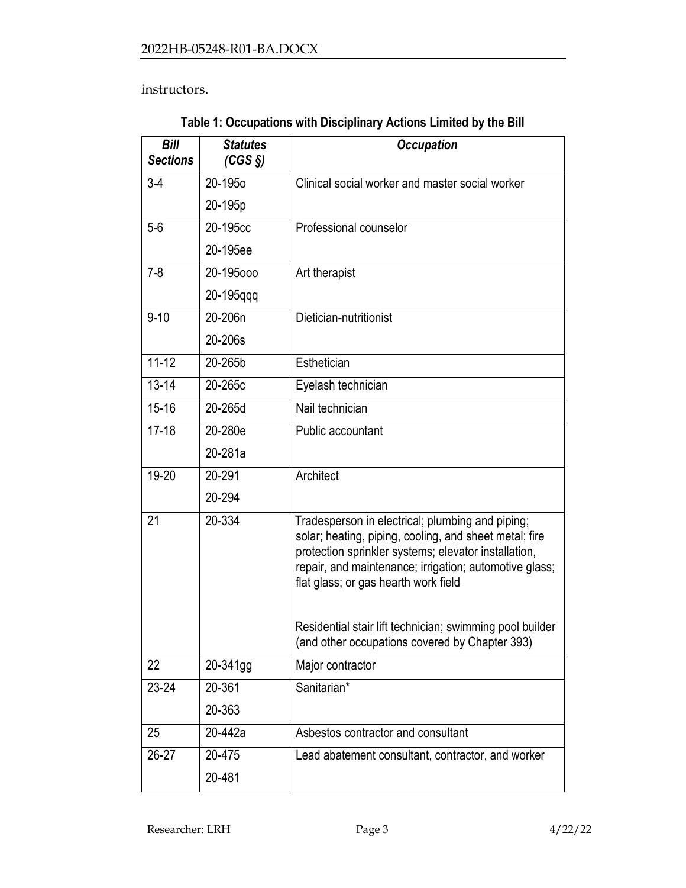instructors.

**Table 1: Occupations with Disciplinary Actions Limited by the Bill**

| *Bill Sections* | *Statutes (CGS §)* | *Occupation* |
|---|---|---|
| 3-4 | 20-195o<br>20-195p | Clinical social worker and master social worker |
| 5-6 | 20-195cc<br>20-195ee | Professional counselor |
| 7-8 | 20-195ooo<br>20-195qqq | Art therapist |
| 9-10 | 20-206n<br>20-206s | Dietician-nutritionist |
| 11-12 | 20-265b | Esthetician |
| 13-14 | 20-265c | Eyelash technician |
| 15-16 | 20-265d | Nail technician |
| 17-18 | 20-280e<br>20-281a | Public accountant |
| 19-20 | 20-291<br>20-294 | Architect |
| 21 | 20-334 | Tradesperson in electrical; plumbing and piping; solar; heating, piping, cooling, and sheet metal; fire protection sprinkler systems; elevator installation, repair, and maintenance; irrigation; automotive glass; flat glass; or gas hearth work field<br><br>Residential stair lift technician; swimming pool builder (and other occupations covered by Chapter 393) |
| 22 | 20-341gg | Major contractor |
| 23-24 | 20-361<br>20-363 | Sanitarian* |
| 25 | 20-442a | Asbestos contractor and consultant |
| 26-27 | 20-475<br>20-481 | Lead abatement consultant, contractor, and worker |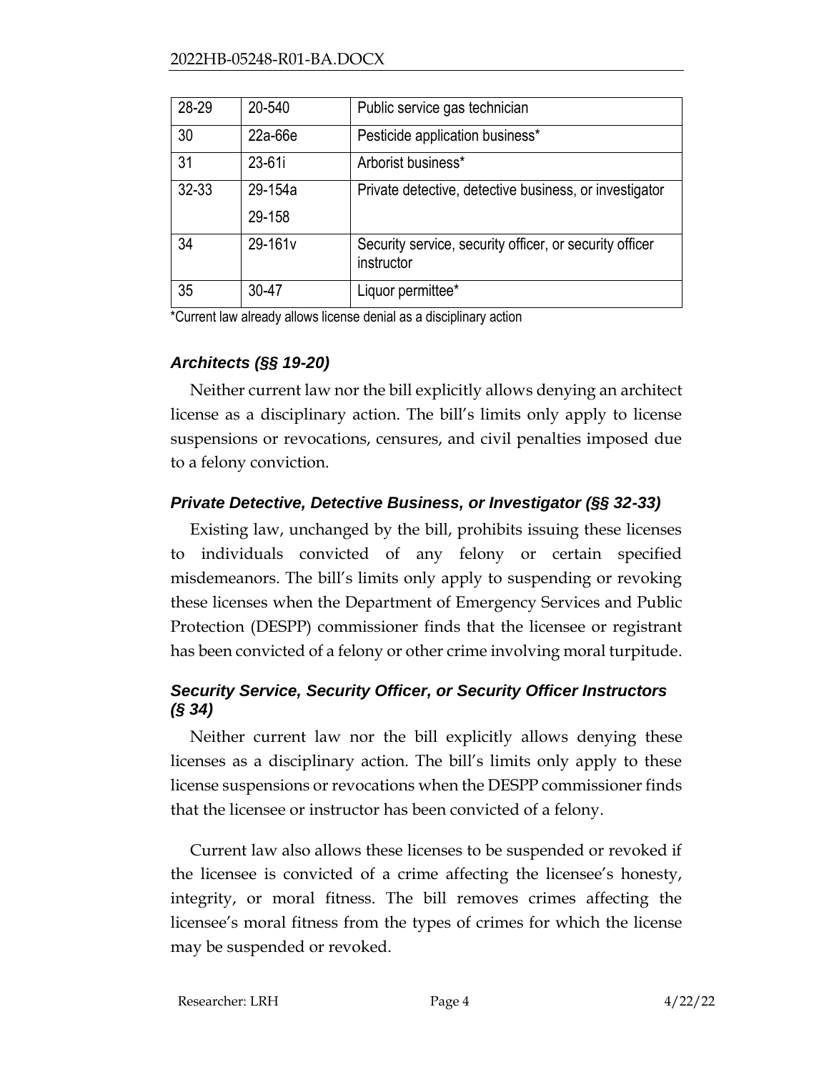| 28-29 | 20-540 | Public service gas technician |
|---|---|---|
| 30 | 22a-66e | Pesticide application business* |
| 31 | 23-61i | Arborist business* |
| 32-33 | 29-154a<br>29-158 | Private detective, detective business, or investigator |
| 34 | 29-161v | Security service, security officer, or security officer instructor |
| 35 | 30-47 | Liquor permittee* |

*Current law already allows license denial as a disciplinary action

### *Architects (§§ 19-20)*

Neither current law nor the bill explicitly allows denying an architect license as a disciplinary action. The bill's limits only apply to license suspensions or revocations, censures, and civil penalties imposed due to a felony conviction.

### *Private Detective, Detective Business, or Investigator (§§ 32-33)*

Existing law, unchanged by the bill, prohibits issuing these licenses to individuals convicted of any felony or certain specified misdemeanors. The bill's limits only apply to suspending or revoking these licenses when the Department of Emergency Services and Public Protection (DESPP) commissioner finds that the licensee or registrant has been convicted of a felony or other crime involving moral turpitude.

### *Security Service, Security Officer, or Security Officer Instructors (§ 34)*

Neither current law nor the bill explicitly allows denying these licenses as a disciplinary action. The bill's limits only apply to these license suspensions or revocations when the DESPP commissioner finds that the licensee or instructor has been convicted of a felony.

Current law also allows these licenses to be suspended or revoked if the licensee is convicted of a crime affecting the licensee's honesty, integrity, or moral fitness. The bill removes crimes affecting the licensee's moral fitness from the types of crimes for which the license may be suspended or revoked.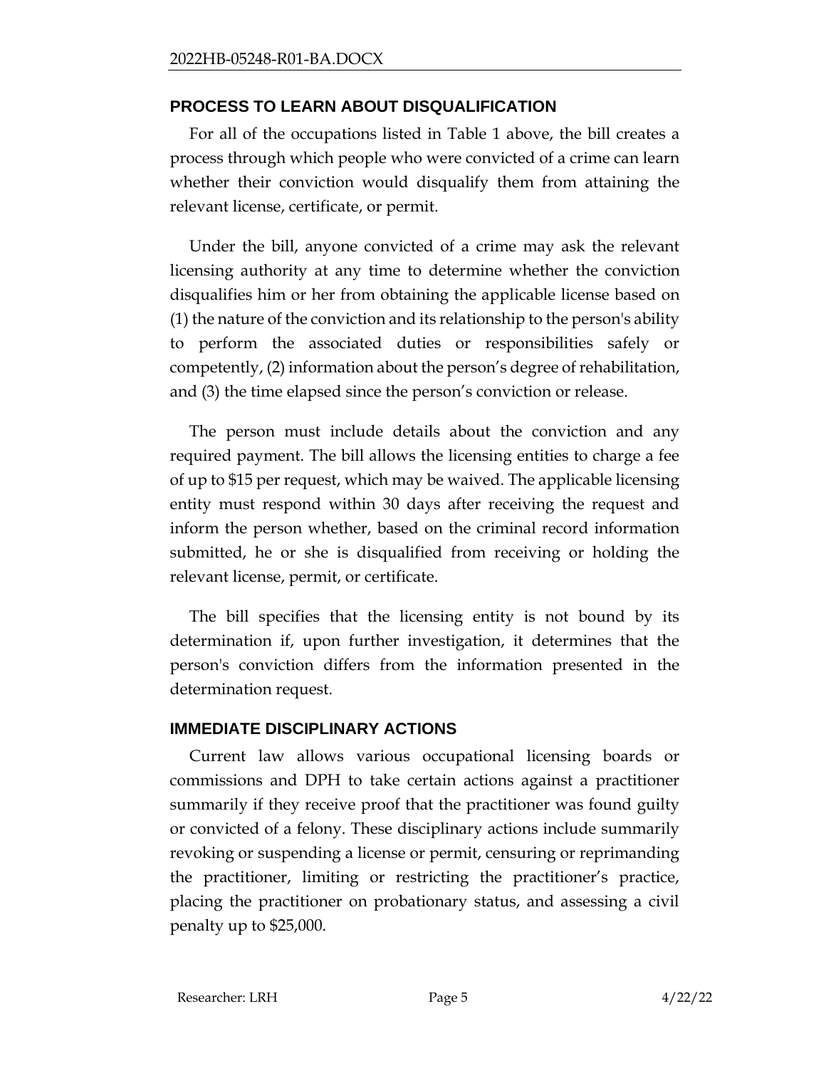## PROCESS TO LEARN ABOUT DISQUALIFICATION

For all of the occupations listed in Table 1 above, the bill creates a process through which people who were convicted of a crime can learn whether their conviction would disqualify them from attaining the relevant license, certificate, or permit.

Under the bill, anyone convicted of a crime may ask the relevant licensing authority at any time to determine whether the conviction disqualifies him or her from obtaining the applicable license based on (1) the nature of the conviction and its relationship to the person's ability to perform the associated duties or responsibilities safely or competently, (2) information about the person's degree of rehabilitation, and (3) the time elapsed since the person's conviction or release.

The person must include details about the conviction and any required payment. The bill allows the licensing entities to charge a fee of up to $15 per request, which may be waived. The applicable licensing entity must respond within 30 days after receiving the request and inform the person whether, based on the criminal record information submitted, he or she is disqualified from receiving or holding the relevant license, permit, or certificate.

The bill specifies that the licensing entity is not bound by its determination if, upon further investigation, it determines that the person's conviction differs from the information presented in the determination request.

## IMMEDIATE DISCIPLINARY ACTIONS

Current law allows various occupational licensing boards or commissions and DPH to take certain actions against a practitioner summarily if they receive proof that the practitioner was found guilty or convicted of a felony. These disciplinary actions include summarily revoking or suspending a license or permit, censuring or reprimanding the practitioner, limiting or restricting the practitioner's practice, placing the practitioner on probationary status, and assessing a civil penalty up to $25,000.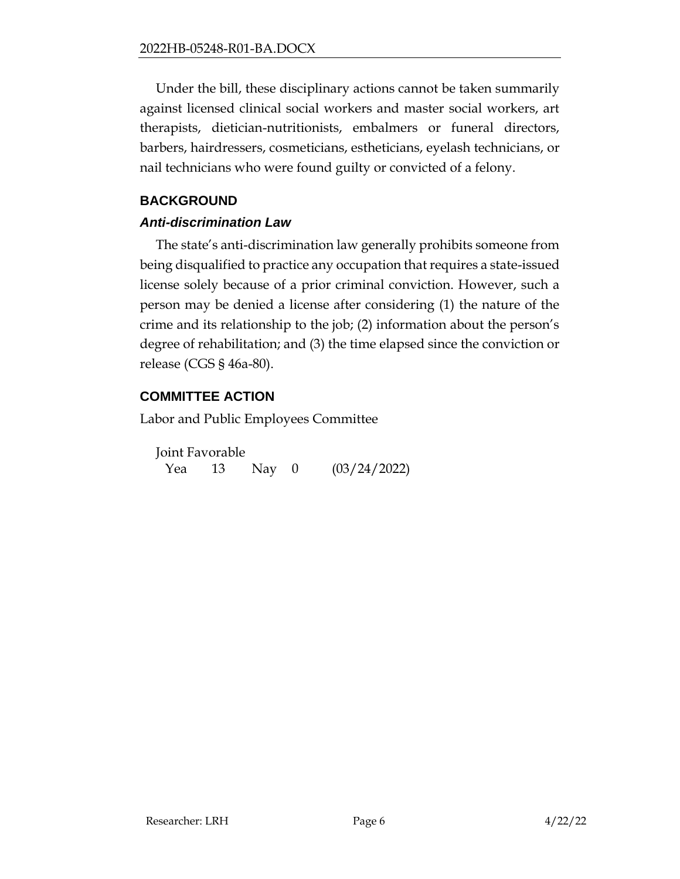Under the bill, these disciplinary actions cannot be taken summarily against licensed clinical social workers and master social workers, art therapists, dietician-nutritionists, embalmers or funeral directors, barbers, hairdressers, cosmeticians, estheticians, eyelash technicians, or nail technicians who were found guilty or convicted of a felony.

## BACKGROUND

### *Anti-discrimination Law*

The state's anti-discrimination law generally prohibits someone from being disqualified to practice any occupation that requires a state-issued license solely because of a prior criminal conviction. However, such a person may be denied a license after considering (1) the nature of the crime and its relationship to the job; (2) information about the person's degree of rehabilitation; and (3) the time elapsed since the conviction or release (CGS § 46a-80).

## COMMITTEE ACTION

Labor and Public Employees Committee

Joint Favorable
Yea 13 Nay 0 (03/24/2022)